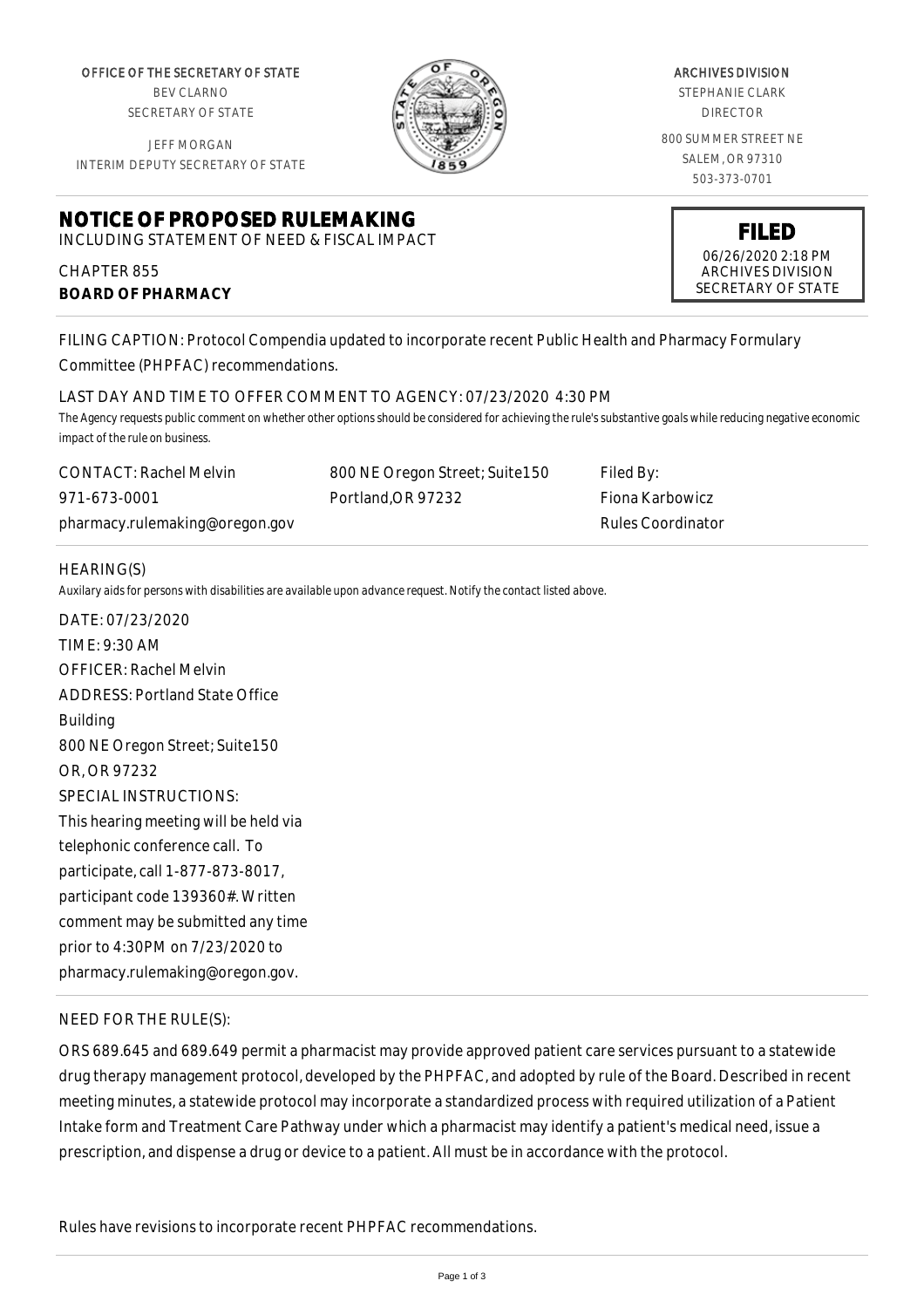OFFICE OF THE SECRETARY OF STATE
BEV CLARNO
SECRETARY OF STATE

JEFF MORGAN
INTERIM DEPUTY SECRETARY OF STATE

ARCHIVES DIVISION
STEPHANIE CLARK
DIRECTOR

800 SUMMER STREET NE
SALEM, OR 97310
503-373-0701

# NOTICE OF PROPOSED RULEMAKING

INCLUDING STATEMENT OF NEED & FISCAL IMPACT

CHAPTER 855
**BOARD OF PHARMACY**

**FILED**
06/26/2020 2:18 PM
ARCHIVES DIVISION
SECRETARY OF STATE

FILING CAPTION: Protocol Compendia updated to incorporate recent Public Health and Pharmacy Formulary Committee (PHPFAC) recommendations.

LAST DAY AND TIME TO OFFER COMMENT TO AGENCY: 07/23/2020 4:30 PM

*The Agency requests public comment on whether other options should be considered for achieving the rule's substantive goals while reducing negative economic impact of the rule on business.*

| CONTACT: Rachel Melvin | 800 NE Oregon Street; Suite150 | Filed By: |
|---|---|---|
| 971-673-0001 | Portland,OR 97232 | Fiona Karbowicz |
| pharmacy.rulemaking@oregon.gov | | Rules Coordinator |

HEARING(S)

*Auxilary aids for persons with disabilities are available upon advance request. Notify the contact listed above.*

DATE: 07/23/2020
TIME: 9:30 AM
OFFICER: Rachel Melvin
ADDRESS: Portland State Office Building
800 NE Oregon Street; Suite150
OR, OR 97232
SPECIAL INSTRUCTIONS:
This hearing meeting will be held via telephonic conference call. To participate, call 1-877-873-8017, participant code 139360#. Written comment may be submitted any time prior to 4:30PM on 7/23/2020 to pharmacy.rulemaking@oregon.gov.

NEED FOR THE RULE(S):

ORS 689.645 and 689.649 permit a pharmacist may provide approved patient care services pursuant to a statewide drug therapy management protocol, developed by the PHPFAC, and adopted by rule of the Board. Described in recent meeting minutes, a statewide protocol may incorporate a standardized process with required utilization of a Patient Intake form and Treatment Care Pathway under which a pharmacist may identify a patient's medical need, issue a prescription, and dispense a drug or device to a patient. All must be in accordance with the protocol.

Rules have revisions to incorporate recent PHPFAC recommendations.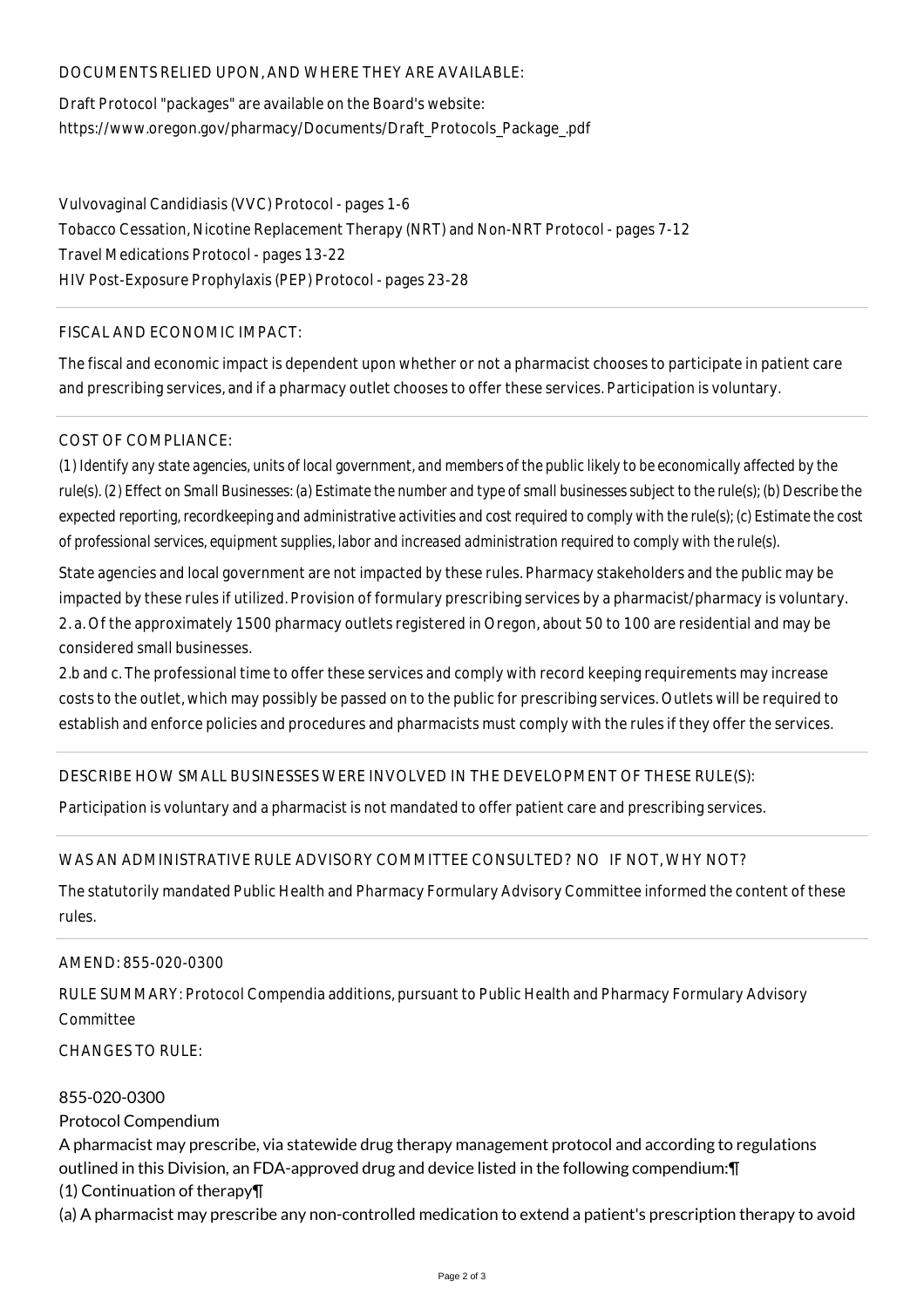DOCUMENTS RELIED UPON, AND WHERE THEY ARE AVAILABLE:

Draft Protocol "packages" are available on the Board's website:
https://www.oregon.gov/pharmacy/Documents/Draft_Protocols_Package_.pdf

Vulvovaginal Candidiasis (VVC) Protocol - pages 1-6
Tobacco Cessation, Nicotine Replacement Therapy (NRT) and Non-NRT Protocol - pages 7-12
Travel Medications Protocol - pages 13-22
HIV Post-Exposure Prophylaxis (PEP) Protocol - pages 23-28

FISCAL AND ECONOMIC IMPACT:

The fiscal and economic impact is dependent upon whether or not a pharmacist chooses to participate in patient care and prescribing services, and if a pharmacy outlet chooses to offer these services. Participation is voluntary.

COST OF COMPLIANCE:

(1) Identify any state agencies, units of local government, and members of the public likely to be economically affected by the rule(s). (2) Effect on Small Businesses: (a) Estimate the number and type of small businesses subject to the rule(s); (b) Describe the expected reporting, recordkeeping and administrative activities and cost required to comply with the rule(s); (c) Estimate the cost of professional services, equipment supplies, labor and increased administration required to comply with the rule(s).

State agencies and local government are not impacted by these rules. Pharmacy stakeholders and the public may be impacted by these rules if utilized. Provision of formulary prescribing services by a pharmacist/pharmacy is voluntary.
2. a. Of the approximately 1500 pharmacy outlets registered in Oregon, about 50 to 100 are residential and may be considered small businesses.
2.b and c. The professional time to offer these services and comply with record keeping requirements may increase costs to the outlet, which may possibly be passed on to the public for prescribing services. Outlets will be required to establish and enforce policies and procedures and pharmacists must comply with the rules if they offer the services.

DESCRIBE HOW SMALL BUSINESSES WERE INVOLVED IN THE DEVELOPMENT OF THESE RULE(S):

Participation is voluntary and a pharmacist is not mandated to offer patient care and prescribing services.

WAS AN ADMINISTRATIVE RULE ADVISORY COMMITTEE CONSULTED? NO IF NOT, WHY NOT?

The statutorily mandated Public Health and Pharmacy Formulary Advisory Committee informed the content of these rules.

AMEND: 855-020-0300

RULE SUMMARY: Protocol Compendia additions, pursuant to Public Health and Pharmacy Formulary Advisory Committee

CHANGES TO RULE:

855-020-0300
Protocol Compendium
A pharmacist may prescribe, via statewide drug therapy management protocol and according to regulations outlined in this Division, an FDA-approved drug and device listed in the following compendium:¶
(1) Continuation of therapy¶
(a) A pharmacist may prescribe any non-controlled medication to extend a patient's prescription therapy to avoid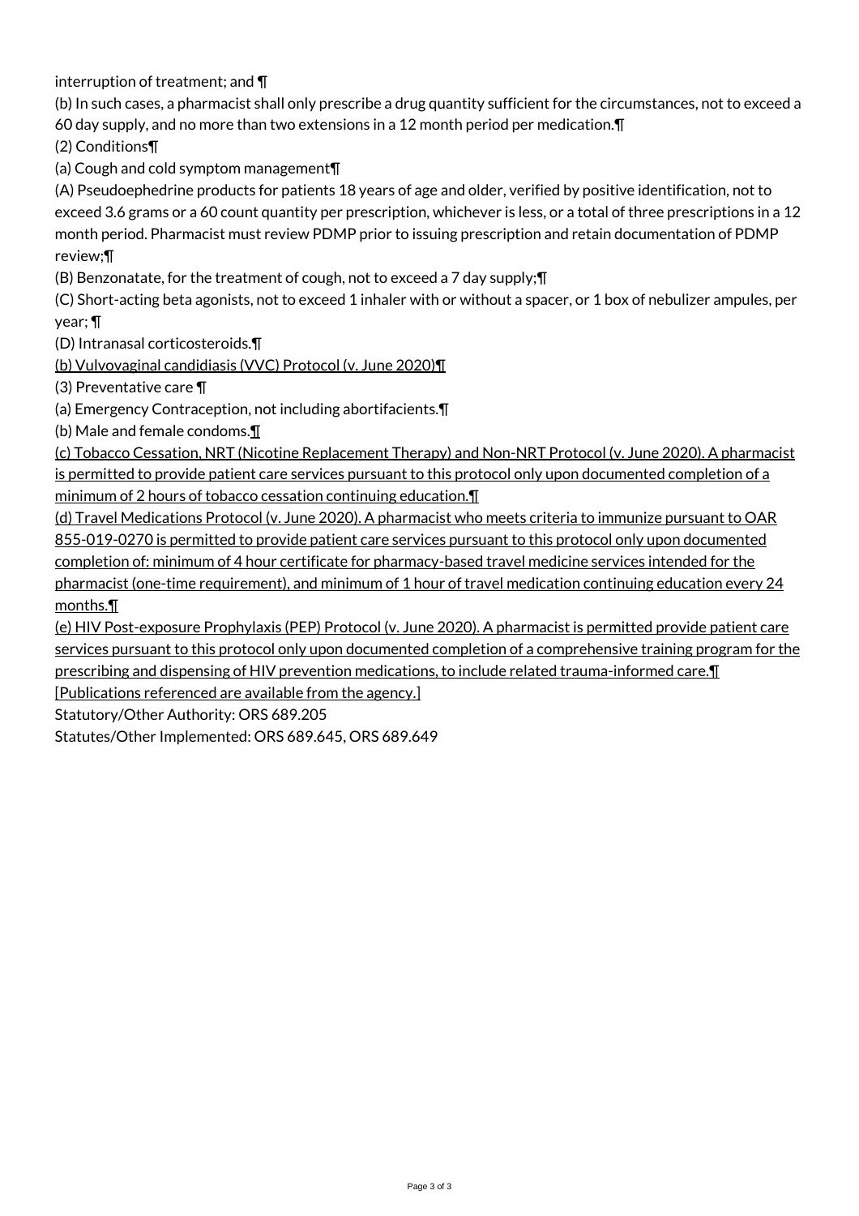interruption of treatment; and ¶

(b) In such cases, a pharmacist shall only prescribe a drug quantity sufficient for the circumstances, not to exceed a 60 day supply, and no more than two extensions in a 12 month period per medication.¶

(2) Conditions¶

(a) Cough and cold symptom management¶

(A) Pseudoephedrine products for patients 18 years of age and older, verified by positive identification, not to exceed 3.6 grams or a 60 count quantity per prescription, whichever is less, or a total of three prescriptions in a 12 month period. Pharmacist must review PDMP prior to issuing prescription and retain documentation of PDMP review;¶

(B) Benzonatate, for the treatment of cough, not to exceed a 7 day supply;¶

(C) Short-acting beta agonists, not to exceed 1 inhaler with or without a spacer, or 1 box of nebulizer ampules, per year; ¶

(D) Intranasal corticosteroids.¶

<u>(b) Vulvovaginal candidiasis (VVC) Protocol (v. June 2020)¶</u>

(3) Preventative care ¶

(a) Emergency Contraception, not including abortifacients.¶

(b) Male and female condoms.<u>¶</u>

<u>(c) Tobacco Cessation, NRT (Nicotine Replacement Therapy) and Non-NRT Protocol (v. June 2020). A pharmacist is permitted to provide patient care services pursuant to this protocol only upon documented completion of a minimum of 2 hours of tobacco cessation continuing education.¶</u>

<u>(d) Travel Medications Protocol (v. June 2020). A pharmacist who meets criteria to immunize pursuant to OAR 855-019-0270 is permitted to provide patient care services pursuant to this protocol only upon documented completion of: minimum of 4 hour certificate for pharmacy-based travel medicine services intended for the pharmacist (one-time requirement), and minimum of 1 hour of travel medication continuing education every 24 months.¶</u>

<u>(e) HIV Post-exposure Prophylaxis (PEP) Protocol (v. June 2020). A pharmacist is permitted provide patient care services pursuant to this protocol only upon documented completion of a comprehensive training program for the prescribing and dispensing of HIV prevention medications, to include related trauma-informed care.¶</u>

<u>[Publications referenced are available from the agency.]</u>

Statutory/Other Authority: ORS 689.205

Statutes/Other Implemented: ORS 689.645, ORS 689.649